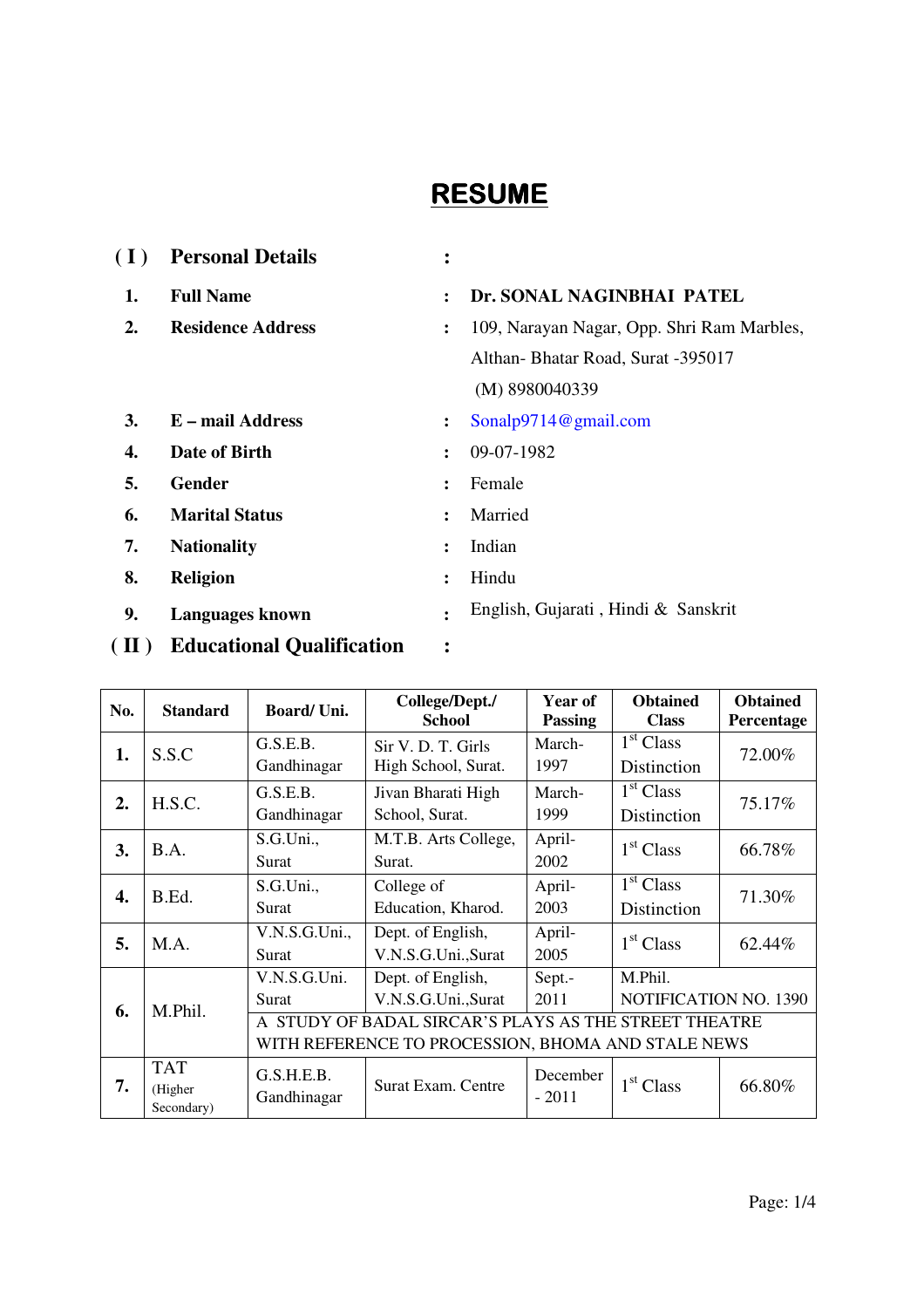# RESUME

## ( I ) Personal Details :

| No. | Field | | Details |
|---|---|---|---|
| 1. | **Full Name** | : | **Dr. SONAL NAGINBHAI PATEL** |
| 2. | **Residence Address** | : | 109, Narayan Nagar, Opp. Shri Ram Marbles, Althan- Bhatar Road, Surat -395017 (M) 8980040339 |
| 3. | **E – mail Address** | : | Sonalp9714@gmail.com |
| 4. | **Date of Birth** | : | 09-07-1982 |
| 5. | **Gender** | : | Female |
| 6. | **Marital Status** | : | Married |
| 7. | **Nationality** | : | Indian |
| 8. | **Religion** | : | Hindu |
| 9. | **Languages known** | : | English, Gujarati , Hindi & Sanskrit |

## ( II ) Educational Qualification :

| No. | Standard | Board/ Uni. | College/Dept./ School | Year of Passing | Obtained Class | Obtained Percentage |
|---|---|---|---|---|---|---|
| **1.** | S.S.C | G.S.E.B. Gandhinagar | Sir V. D. T. Girls High School, Surat. | March-1997 | 1st Class Distinction | 72.00% |
| **2.** | H.S.C. | G.S.E.B. Gandhinagar | Jivan Bharati High School, Surat. | March-1999 | 1st Class Distinction | 75.17% |
| **3.** | B.A. | S.G.Uni., Surat | M.T.B. Arts College, Surat. | April-2002 | 1st Class | 66.78% |
| **4.** | B.Ed. | S.G.Uni., Surat | College of Education, Kharod. | April-2003 | 1st Class Distinction | 71.30% |
| **5.** | M.A. | V.N.S.G.Uni., Surat | Dept. of English, V.N.S.G.Uni.,Surat | April-2005 | 1st Class | 62.44% |
| **6.** | M.Phil. | V.N.S.G.Uni. Surat | Dept. of English, V.N.S.G.Uni.,Surat | Sept.-2011 | M.Phil. NOTIFICATION NO. 1390 | |
| | | A STUDY OF BADAL SIRCAR'S PLAYS AS THE STREET THEATRE WITH REFERENCE TO PROCESSION, BHOMA AND STALE NEWS | | | | |
| **7.** | TAT (Higher Secondary) | G.S.H.E.B. Gandhinagar | Surat Exam. Centre | December - 2011 | 1st Class | 66.80% |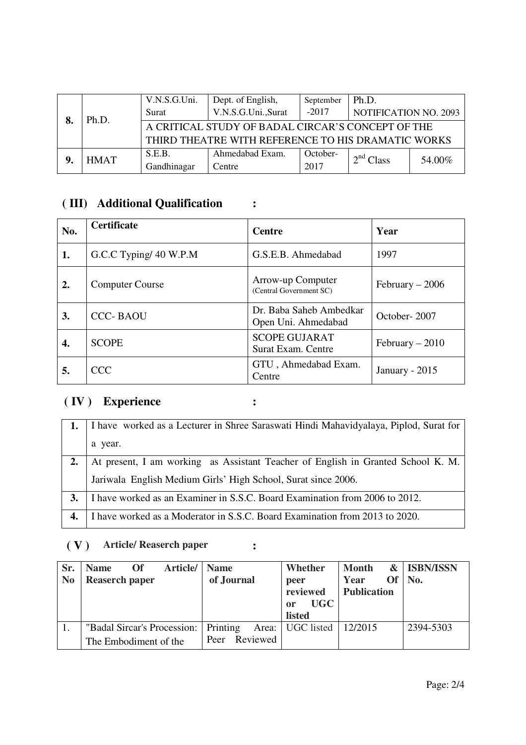| 8. | Ph.D. | V.N.S.G.Uni. Surat | Dept. of English, V.N.S.G.Uni.,Surat | September -2017 | Ph.D. NOTIFICATION NO. 2093 | |
|---|---|---|---|---|---|---|
| | | A CRITICAL STUDY OF BADAL CIRCAR'S CONCEPT OF THE THIRD THEATRE WITH REFERENCE TO HIS DRAMATIC WORKS | | | | |
| 9. | HMAT | S.E.B. Gandhinagar | Ahmedabad Exam. Centre | October-2017 | $2^{nd}$ Class | 54.00% |

## ( III ) Additional Qualification :

| No. | Certificate | Centre | Year |
|---|---|---|---|
| 1. | G.C.C Typing/ 40 W.P.M | G.S.E.B. Ahmedabad | 1997 |
| 2. | Computer Course | Arrow-up Computer (Central Government SC) | February – 2006 |
| 3. | CCC- BAOU | Dr. Baba Saheb Ambedkar Open Uni. Ahmedabad | October- 2007 |
| 4. | SCOPE | SCOPE GUJARAT Surat Exam. Centre | February – 2010 |
| 5. | CCC | GTU , Ahmedabad Exam. Centre | January - 2015 |

## ( IV ) Experience :

| | |
|---|---|
| 1. | I have worked as a Lecturer in Shree Saraswati Hindi Mahavidyalaya, Piplod, Surat for a year. |
| 2. | At present, I am working as Assistant Teacher of English in Granted School K. M. Jariwala English Medium Girls' High School, Surat since 2006. |
| 3. | I have worked as an Examiner in S.S.C. Board Examination from 2006 to 2012. |
| 4. | I have worked as a Moderator in S.S.C. Board Examination from 2013 to 2020. |

## ( V ) Article/ Reaserch paper :

| Sr. No | Name Of Article/ Reaserch paper | Name of Journal | Whether peer reviewed or UGC listed | Month & Year Of Publication | ISBN/ISSN No. |
|---|---|---|---|---|---|
| 1. | "Badal Sircar's Procession: The Embodiment of the | Printing Area: Peer Reviewed | UGC listed | 12/2015 | 2394-5303 |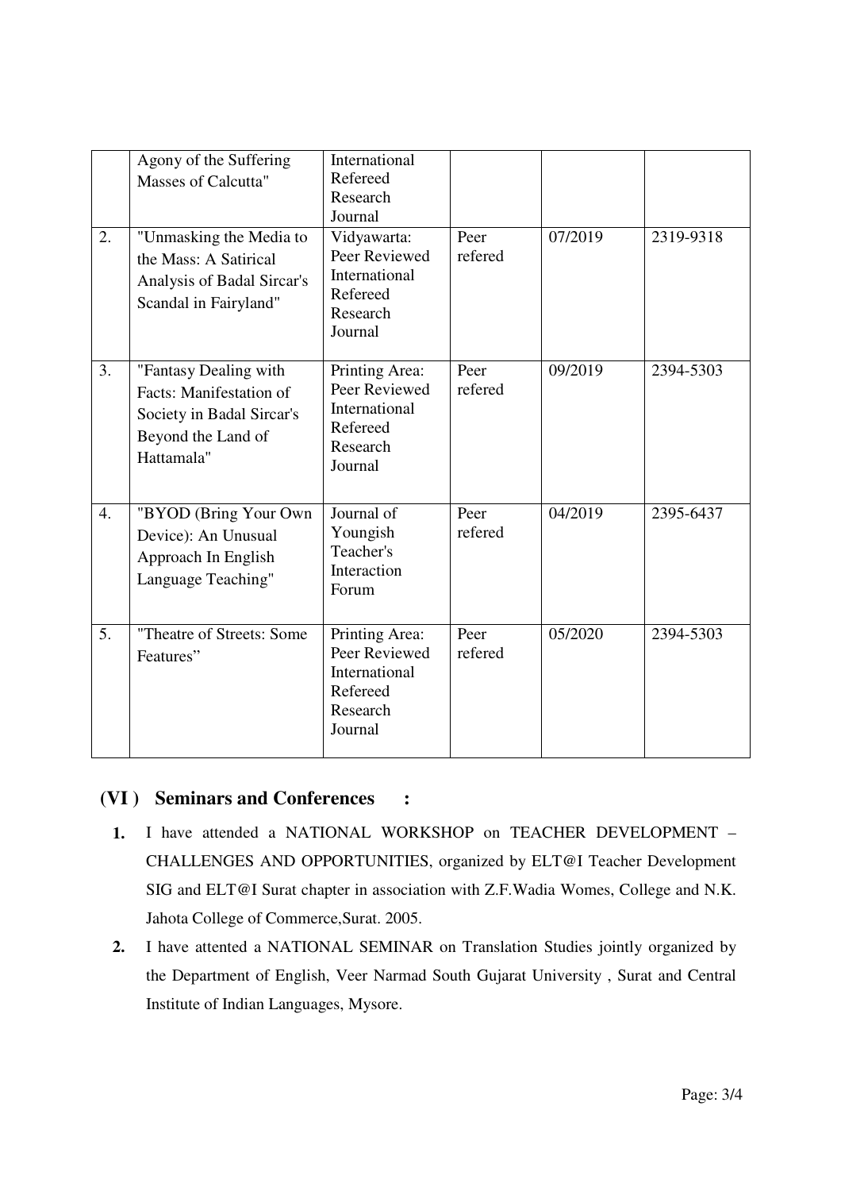| | | | | | |
|---|---|---|---|---|---|
| | Agony of the Suffering Masses of Calcutta" | International Refereed Research Journal | | | |
| 2. | "Unmasking the Media to the Mass: A Satirical Analysis of Badal Sircar's Scandal in Fairyland" | Vidyawarta: Peer Reviewed International Refereed Research Journal | Peer refered | 07/2019 | 2319-9318 |
| 3. | "Fantasy Dealing with Facts: Manifestation of Society in Badal Sircar's Beyond the Land of Hattamala" | Printing Area: Peer Reviewed International Refereed Research Journal | Peer refered | 09/2019 | 2394-5303 |
| 4. | "BYOD (Bring Your Own Device): An Unusual Approach In English Language Teaching" | Journal of Youngish Teacher's Interaction Forum | Peer refered | 04/2019 | 2395-6437 |
| 5. | "Theatre of Streets: Some Features" | Printing Area: Peer Reviewed International Refereed Research Journal | Peer refered | 05/2020 | 2394-5303 |

## (VI ) Seminars and Conferences :

1. I have attended a NATIONAL WORKSHOP on TEACHER DEVELOPMENT – CHALLENGES AND OPPORTUNITIES, organized by ELT@I Teacher Development SIG and ELT@I Surat chapter in association with Z.F.Wadia Womes, College and N.K. Jahota College of Commerce,Surat. 2005.
2. I have attented a NATIONAL SEMINAR on Translation Studies jointly organized by the Department of English, Veer Narmad South Gujarat University , Surat and Central Institute of Indian Languages, Mysore.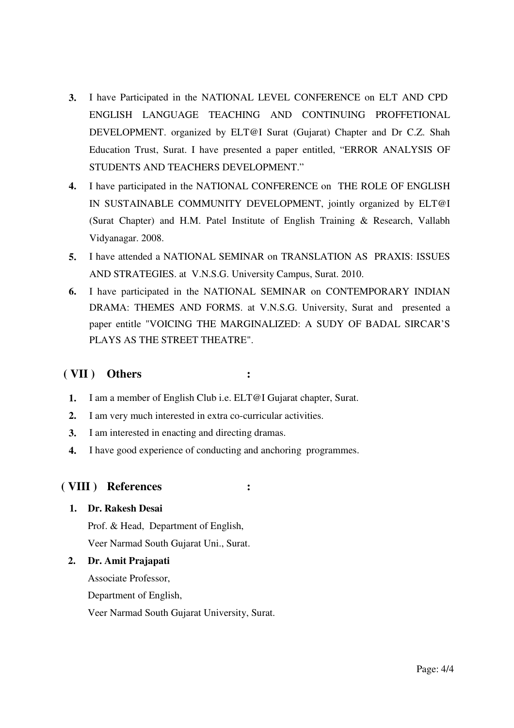3. I have Participated in the NATIONAL LEVEL CONFERENCE on ELT AND CPD ENGLISH LANGUAGE TEACHING AND CONTINUING PROFFETIONAL DEVELOPMENT. organized by ELT@I Surat (Gujarat) Chapter and Dr C.Z. Shah Education Trust, Surat. I have presented a paper entitled, "ERROR ANALYSIS OF STUDENTS AND TEACHERS DEVELOPMENT."
4. I have participated in the NATIONAL CONFERENCE on THE ROLE OF ENGLISH IN SUSTAINABLE COMMUNITY DEVELOPMENT, jointly organized by ELT@I (Surat Chapter) and H.M. Patel Institute of English Training & Research, Vallabh Vidyanagar. 2008.
5. I have attended a NATIONAL SEMINAR on TRANSLATION AS PRAXIS: ISSUES AND STRATEGIES. at V.N.S.G. University Campus, Surat. 2010.
6. I have participated in the NATIONAL SEMINAR on CONTEMPORARY INDIAN DRAMA: THEMES AND FORMS. at V.N.S.G. University, Surat and presented a paper entitle "VOICING THE MARGINALIZED: A SUDY OF BADAL SIRCAR'S PLAYS AS THE STREET THEATRE".

## ( VII ) Others :

1. I am a member of English Club i.e. ELT@I Gujarat chapter, Surat.
2. I am very much interested in extra co-curricular activities.
3. I am interested in enacting and directing dramas.
4. I have good experience of conducting and anchoring programmes.

## ( VIII ) References :

1. **Dr. Rakesh Desai**
   Prof. & Head, Department of English,
   Veer Narmad South Gujarat Uni., Surat.
2. **Dr. Amit Prajapati**
   Associate Professor,
   Department of English,
   Veer Narmad South Gujarat University, Surat.